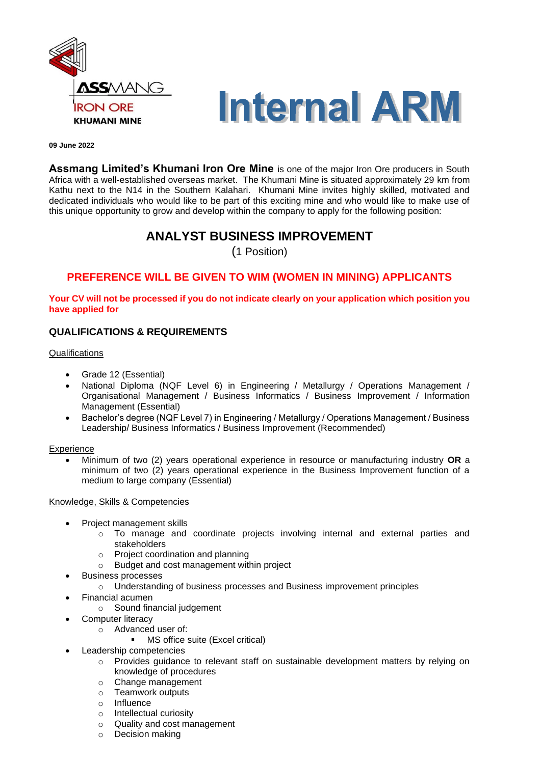ASSMANG
IRON ORE
KHUMANI MINE

# Internal ARM

**09 June 2022**

**Assmang Limited's Khumani Iron Ore Mine** is one of the major Iron Ore producers in South Africa with a well-established overseas market. The Khumani Mine is situated approximately 29 km from Kathu next to the N14 in the Southern Kalahari. Khumani Mine invites highly skilled, motivated and dedicated individuals who would like to be part of this exciting mine and who would like to make use of this unique opportunity to grow and develop within the company to apply for the following position:

## ANALYST BUSINESS IMPROVEMENT

(1 Position)

### PREFERENCE WILL BE GIVEN TO WIM (WOMEN IN MINING) APPLICANTS

**Your CV will not be processed if you do not indicate clearly on your application which position you have applied for**

### QUALIFICATIONS & REQUIREMENTS

Qualifications

- Grade 12 (Essential)
- National Diploma (NQF Level 6) in Engineering / Metallurgy / Operations Management / Organisational Management / Business Informatics / Business Improvement / Information Management (Essential)
- Bachelor's degree (NQF Level 7) in Engineering / Metallurgy / Operations Management / Business Leadership/ Business Informatics / Business Improvement (Recommended)

Experience

- Minimum of two (2) years operational experience in resource or manufacturing industry **OR** a minimum of two (2) years operational experience in the Business Improvement function of a medium to large company (Essential)

Knowledge, Skills & Competencies

- Project management skills
  - To manage and coordinate projects involving internal and external parties and stakeholders
  - Project coordination and planning
  - Budget and cost management within project
- Business processes
  - Understanding of business processes and Business improvement principles
- Financial acumen
  - Sound financial judgement
- Computer literacy
  - Advanced user of:
    - MS office suite (Excel critical)
- Leadership competencies
  - Provides guidance to relevant staff on sustainable development matters by relying on knowledge of procedures
  - Change management
  - Teamwork outputs
  - Influence
  - Intellectual curiosity
  - Quality and cost management
  - Decision making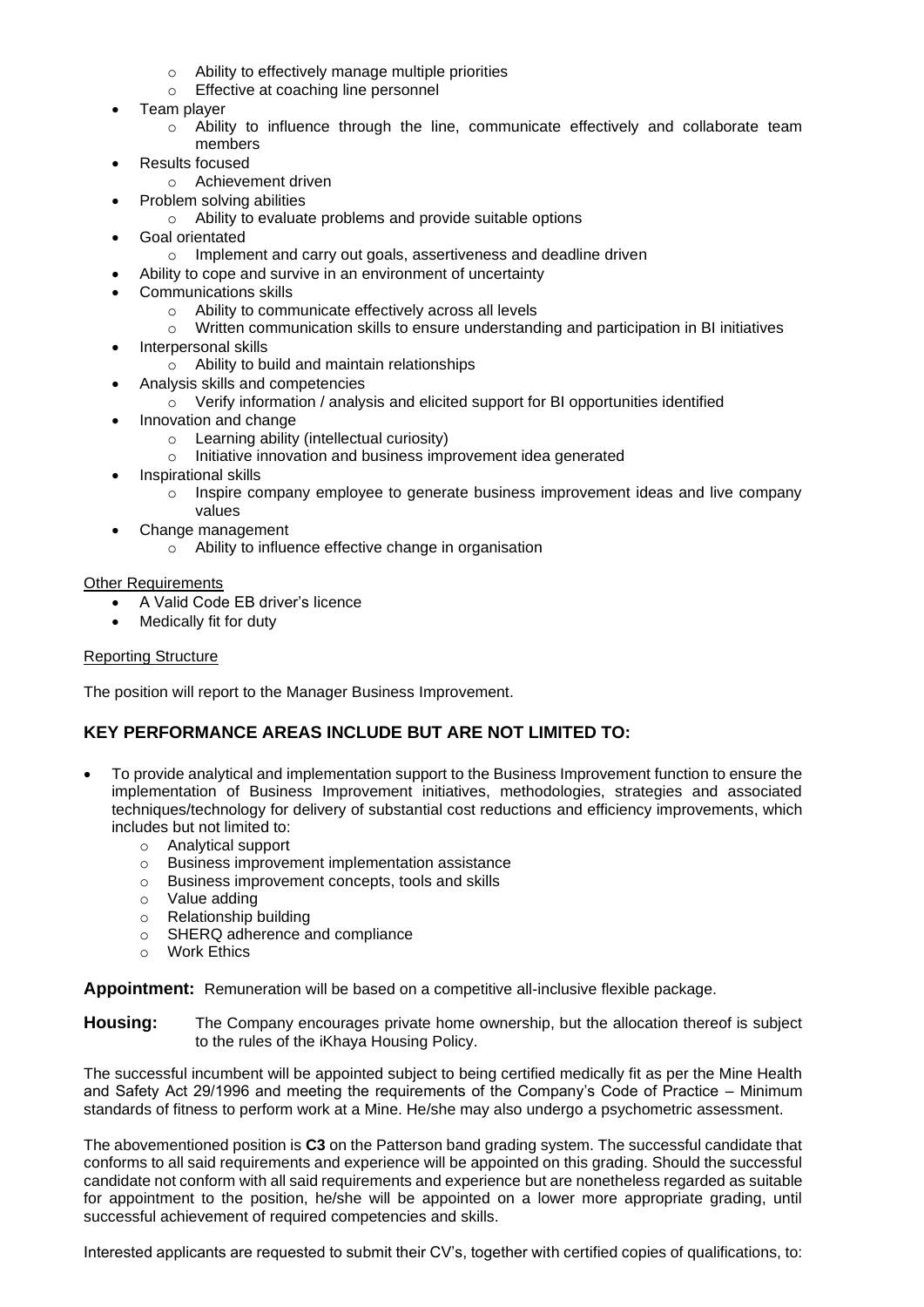- Ability to effectively manage multiple priorities
  - Effective at coaching line personnel
- Team player
  - Ability to influence through the line, communicate effectively and collaborate team members
- Results focused
  - Achievement driven
- Problem solving abilities
  - Ability to evaluate problems and provide suitable options
- Goal orientated
  - Implement and carry out goals, assertiveness and deadline driven
- Ability to cope and survive in an environment of uncertainty
- Communications skills
  - Ability to communicate effectively across all levels
  - Written communication skills to ensure understanding and participation in BI initiatives
- Interpersonal skills
  - Ability to build and maintain relationships
- Analysis skills and competencies
  - Verify information / analysis and elicited support for BI opportunities identified
- Innovation and change
  - Learning ability (intellectual curiosity)
  - Initiative innovation and business improvement idea generated
- Inspirational skills
  - Inspire company employee to generate business improvement ideas and live company values
- Change management
  - Ability to influence effective change in organisation

Other Requirements

- A Valid Code EB driver's licence
- Medically fit for duty

Reporting Structure

The position will report to the Manager Business Improvement.

## KEY PERFORMANCE AREAS INCLUDE BUT ARE NOT LIMITED TO:

- To provide analytical and implementation support to the Business Improvement function to ensure the implementation of Business Improvement initiatives, methodologies, strategies and associated techniques/technology for delivery of substantial cost reductions and efficiency improvements, which includes but not limited to:
  - Analytical support
  - Business improvement implementation assistance
  - Business improvement concepts, tools and skills
  - Value adding
  - Relationship building
  - SHERQ adherence and compliance
  - Work Ethics

**Appointment:** Remuneration will be based on a competitive all-inclusive flexible package.

**Housing:** The Company encourages private home ownership, but the allocation thereof is subject to the rules of the iKhaya Housing Policy.

The successful incumbent will be appointed subject to being certified medically fit as per the Mine Health and Safety Act 29/1996 and meeting the requirements of the Company's Code of Practice – Minimum standards of fitness to perform work at a Mine. He/she may also undergo a psychometric assessment.

The abovementioned position is **C3** on the Patterson band grading system. The successful candidate that conforms to all said requirements and experience will be appointed on this grading. Should the successful candidate not conform with all said requirements and experience but are nonetheless regarded as suitable for appointment to the position, he/she will be appointed on a lower more appropriate grading, until successful achievement of required competencies and skills.

Interested applicants are requested to submit their CV's, together with certified copies of qualifications, to: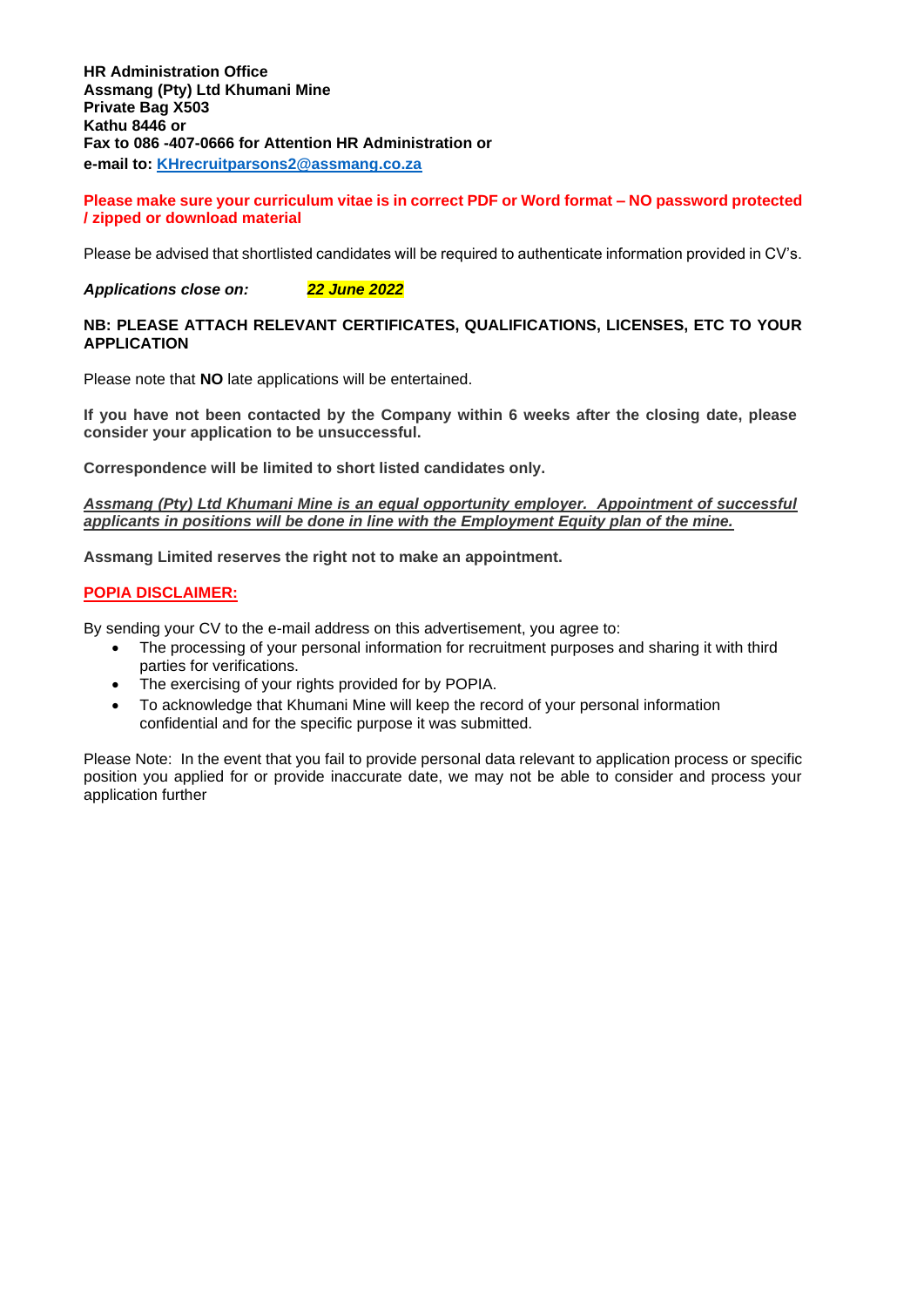**HR Administration Office**
**Assmang (Pty) Ltd Khumani Mine**
**Private Bag X503**
**Kathu 8446 or**
**Fax to 086 -407-0666 for Attention HR Administration or**
**e-mail to: KHrecruitparsons2@assmang.co.za**

**Please make sure your curriculum vitae is in correct PDF or Word format – NO password protected / zipped or download material**

Please be advised that shortlisted candidates will be required to authenticate information provided in CV's.

***Applications close on:*** ***22 June 2022***

**NB: PLEASE ATTACH RELEVANT CERTIFICATES, QUALIFICATIONS, LICENSES, ETC TO YOUR APPLICATION**

Please note that **NO** late applications will be entertained.

**If you have not been contacted by the Company within 6 weeks after the closing date, please consider your application to be unsuccessful.**

**Correspondence will be limited to short listed candidates only.**

***Assmang (Pty) Ltd Khumani Mine is an equal opportunity employer. Appointment of successful applicants in positions will be done in line with the Employment Equity plan of the mine.***

**Assmang Limited reserves the right not to make an appointment.**

**POPIA DISCLAIMER:**

By sending your CV to the e-mail address on this advertisement, you agree to:

- The processing of your personal information for recruitment purposes and sharing it with third parties for verifications.
- The exercising of your rights provided for by POPIA.
- To acknowledge that Khumani Mine will keep the record of your personal information confidential and for the specific purpose it was submitted.

Please Note: In the event that you fail to provide personal data relevant to application process or specific position you applied for or provide inaccurate date, we may not be able to consider and process your application further